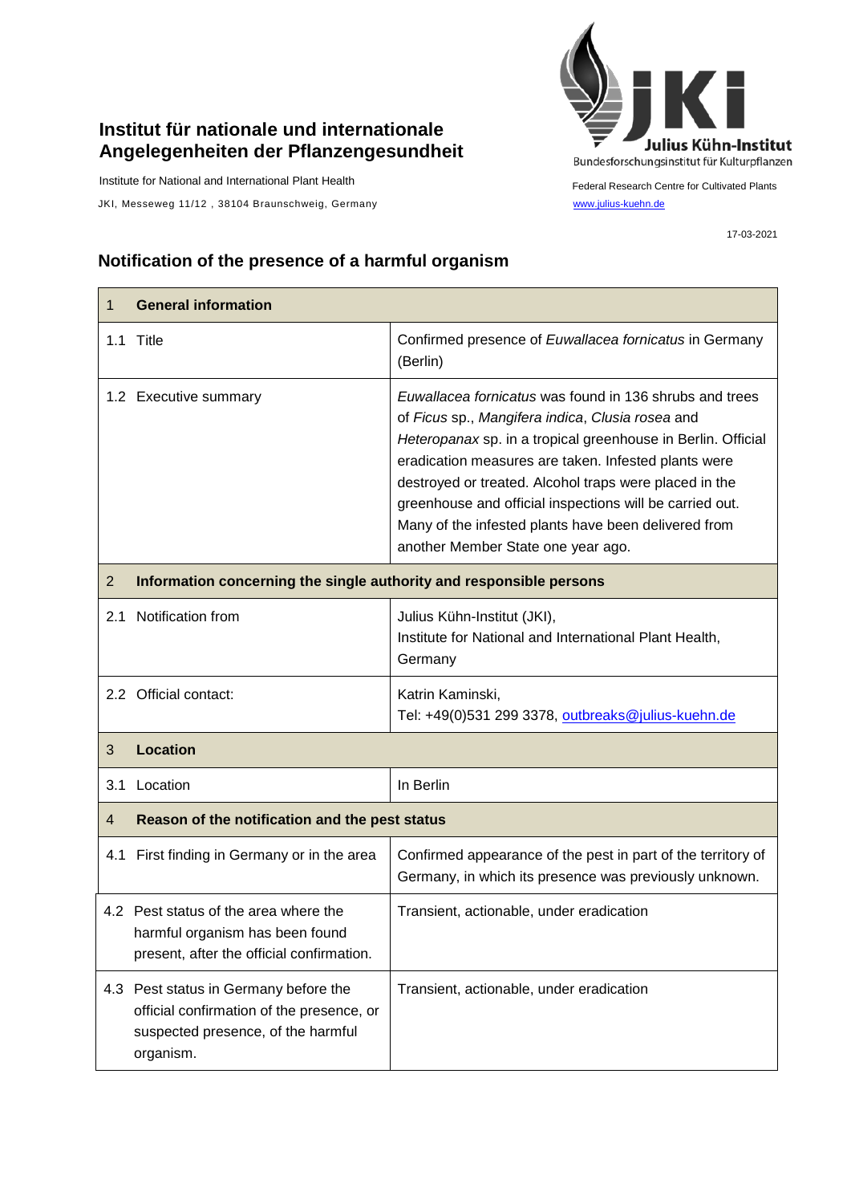**Institut für nationale und internationale Angelegenheiten der Pflanzengesundheit**

Institute for National and International Plant Health

JKI, Messeweg 11/12 , 38104 Braunschweig, Germany

Julius Kühn-Institut
Bundesforschungsinstitut für Kulturpflanzen

Federal Research Centre for Cultivated Plants
www.julius-kuehn.de

17-03-2021

## Notification of the presence of a harmful organism

| 1 **General information** | |
|---|---|
| 1.1 Title | Confirmed presence of *Euwallacea fornicatus* in Germany (Berlin) |
| 1.2 Executive summary | *Euwallacea fornicatus* was found in 136 shrubs and trees of *Ficus* sp., *Mangifera indica*, *Clusia rosea* and *Heteropanax* sp. in a tropical greenhouse in Berlin. Official eradication measures are taken. Infested plants were destroyed or treated. Alcohol traps were placed in the greenhouse and official inspections will be carried out. Many of the infested plants have been delivered from another Member State one year ago. |
| 2 **Information concerning the single authority and responsible persons** | |
| 2.1 Notification from | Julius Kühn-Institut (JKI), Institute for National and International Plant Health, Germany |
| 2.2 Official contact: | Katrin Kaminski, Tel: +49(0)531 299 3378, outbreaks@julius-kuehn.de |
| 3 **Location** | |
| 3.1 Location | In Berlin |
| 4 **Reason of the notification and the pest status** | |
| 4.1 First finding in Germany or in the area | Confirmed appearance of the pest in part of the territory of Germany, in which its presence was previously unknown. |
| 4.2 Pest status of the area where the harmful organism has been found present, after the official confirmation. | Transient, actionable, under eradication |
| 4.3 Pest status in Germany before the official confirmation of the presence, or suspected presence, of the harmful organism. | Transient, actionable, under eradication |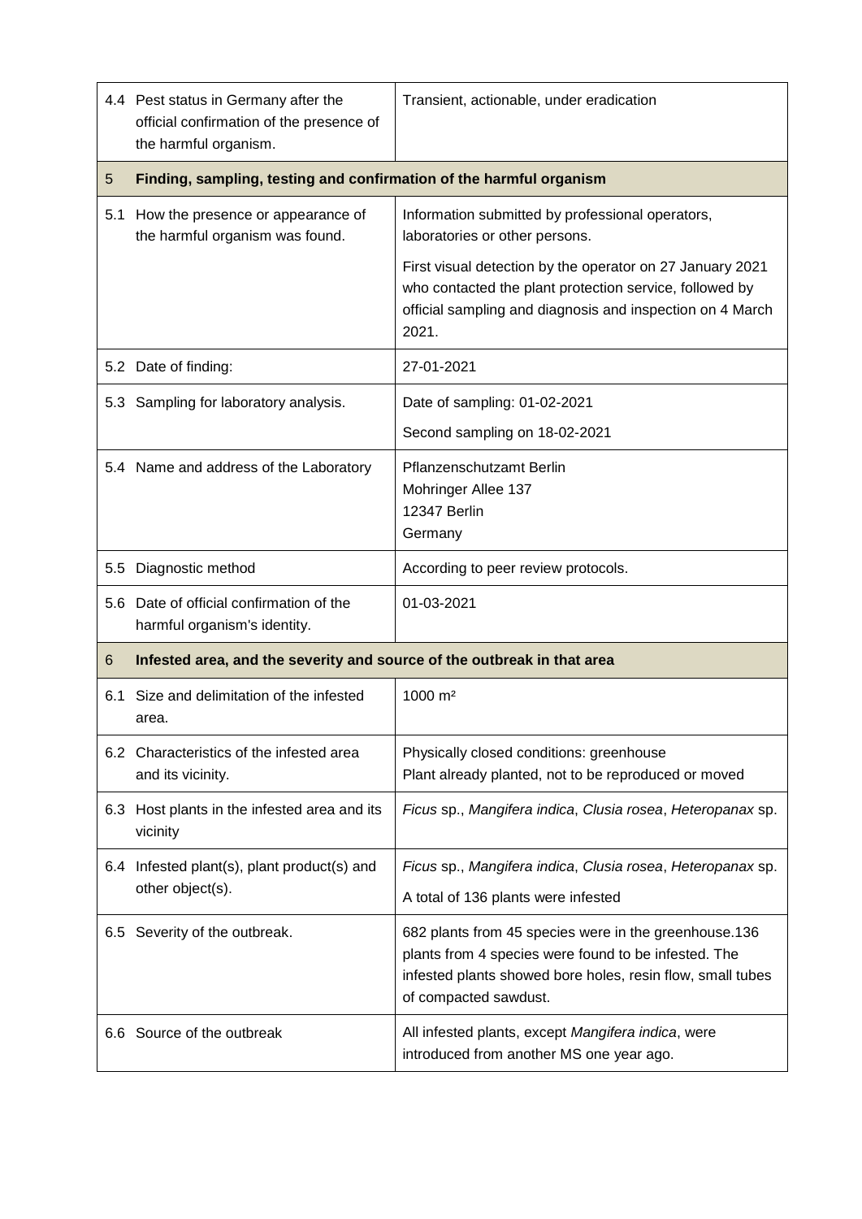| | | |
|---|---|---|
| 4.4 | Pest status in Germany after the official confirmation of the presence of the harmful organism. | Transient, actionable, under eradication |
| **5** | **Finding, sampling, testing and confirmation of the harmful organism** | |
| 5.1 | How the presence or appearance of the harmful organism was found. | Information submitted by professional operators, laboratories or other persons.<br><br>First visual detection by the operator on 27 January 2021 who contacted the plant protection service, followed by official sampling and diagnosis and inspection on 4 March 2021. |
| 5.2 | Date of finding: | 27-01-2021 |
| 5.3 | Sampling for laboratory analysis. | Date of sampling: 01-02-2021<br><br>Second sampling on 18-02-2021 |
| 5.4 | Name and address of the Laboratory | Pflanzenschutzamt Berlin<br>Mohringer Allee 137<br>12347 Berlin<br>Germany |
| 5.5 | Diagnostic method | According to peer review protocols. |
| 5.6 | Date of official confirmation of the harmful organism's identity. | 01-03-2021 |
| **6** | **Infested area, and the severity and source of the outbreak in that area** | |
| 6.1 | Size and delimitation of the infested area. | 1000 m² |
| 6.2 | Characteristics of the infested area and its vicinity. | Physically closed conditions: greenhouse<br>Plant already planted, not to be reproduced or moved |
| 6.3 | Host plants in the infested area and its vicinity | *Ficus* sp., *Mangifera indica*, *Clusia rosea*, *Heteropanax* sp. |
| 6.4 | Infested plant(s), plant product(s) and other object(s). | *Ficus* sp., *Mangifera indica*, *Clusia rosea*, *Heteropanax* sp.<br><br>A total of 136 plants were infested |
| 6.5 | Severity of the outbreak. | 682 plants from 45 species were in the greenhouse.136 plants from 4 species were found to be infested. The infested plants showed bore holes, resin flow, small tubes of compacted sawdust. |
| 6.6 | Source of the outbreak | All infested plants, except *Mangifera indica*, were introduced from another MS one year ago. |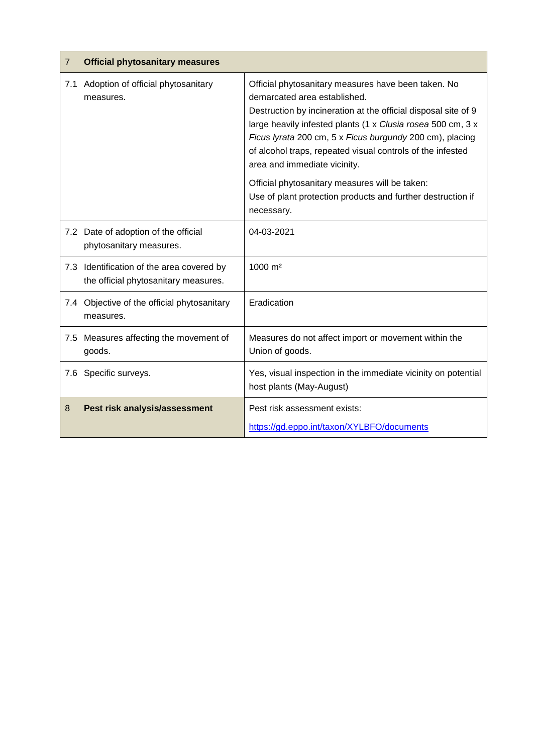| 7 | **Official phytosanitary measures** | |
|---|---|---|
| 7.1 | Adoption of official phytosanitary measures. | Official phytosanitary measures have been taken. No demarcated area established.<br>Destruction by incineration at the official disposal site of 9 large heavily infested plants (1 x *Clusia rosea* 500 cm, 3 x *Ficus lyrata* 200 cm, 5 x *Ficus burgundy* 200 cm), placing of alcohol traps, repeated visual controls of the infested area and immediate vicinity.<br><br>Official phytosanitary measures will be taken:<br>Use of plant protection products and further destruction if necessary. |
| 7.2 | Date of adoption of the official phytosanitary measures. | 04-03-2021 |
| 7.3 | Identification of the area covered by the official phytosanitary measures. | 1000 m² |
| 7.4 | Objective of the official phytosanitary measures. | Eradication |
| 7.5 | Measures affecting the movement of goods. | Measures do not affect import or movement within the Union of goods. |
| 7.6 | Specific surveys. | Yes, visual inspection in the immediate vicinity on potential host plants (May-August) |
| 8 | **Pest risk analysis/assessment** | Pest risk assessment exists:<br>https://gd.eppo.int/taxon/XYLBFO/documents |